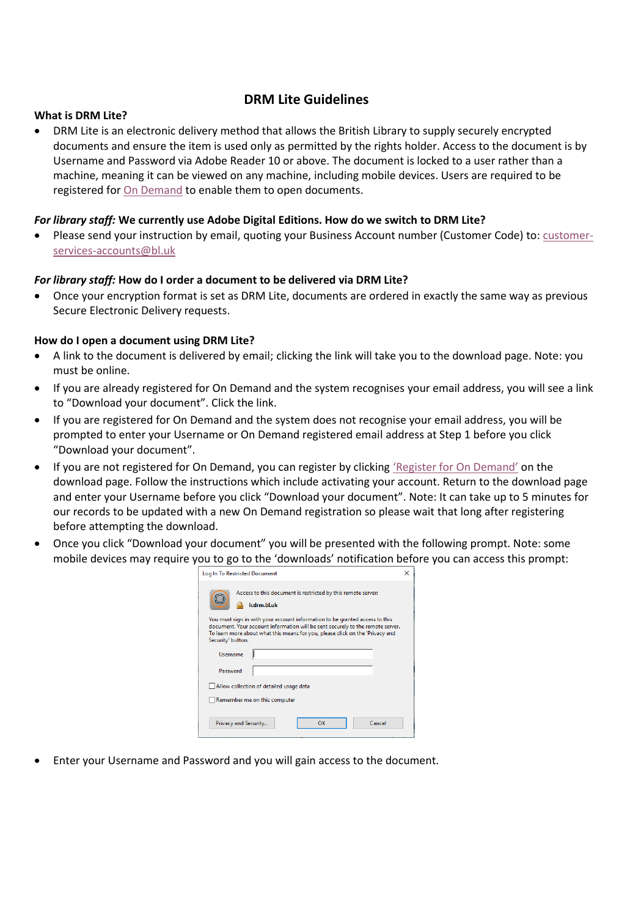# DRM Lite Guidelines

**What is DRM Lite?**

- DRM Lite is an electronic delivery method that allows the British Library to supply securely encrypted documents and ensure the item is used only as permitted by the rights holder. Access to the document is by Username and Password via Adobe Reader 10 or above. The document is locked to a user rather than a machine, meaning it can be viewed on any machine, including mobile devices. Users are required to be registered for On Demand to enable them to open documents.

***For library staff:* We currently use Adobe Digital Editions. How do we switch to DRM Lite?**

- Please send your instruction by email, quoting your Business Account number (Customer Code) to: customer-services-accounts@bl.uk

***For library staff:* How do I order a document to be delivered via DRM Lite?**

- Once your encryption format is set as DRM Lite, documents are ordered in exactly the same way as previous Secure Electronic Delivery requests.

**How do I open a document using DRM Lite?**

- A link to the document is delivered by email; clicking the link will take you to the download page. Note: you must be online.
- If you are already registered for On Demand and the system recognises your email address, you will see a link to "Download your document". Click the link.
- If you are registered for On Demand and the system does not recognise your email address, you will be prompted to enter your Username or On Demand registered email address at Step 1 before you click "Download your document".
- If you are not registered for On Demand, you can register by clicking 'Register for On Demand' on the download page. Follow the instructions which include activating your account. Return to the download page and enter your Username before you click "Download your document". Note: It can take up to 5 minutes for our records to be updated with a new On Demand registration so please wait that long after registering before attempting the download.
- Once you click "Download your document" you will be presented with the following prompt. Note: some mobile devices may require you to go to the 'downloads' notification before you can access this prompt:

Log In To Restricted Document

Access to this document is restricted by this remote server:

lcdrm.bl.uk

You must sign in with your account information to be granted access to this document. Your account information will be sent securely to the remote server. To learn more about what this means for you, please click on the 'Privacy and Security' button.

Username

Password

Allow collection of detailed usage data

Remember me on this computer

Privacy and Security... OK Cancel

- Enter your Username and Password and you will gain access to the document.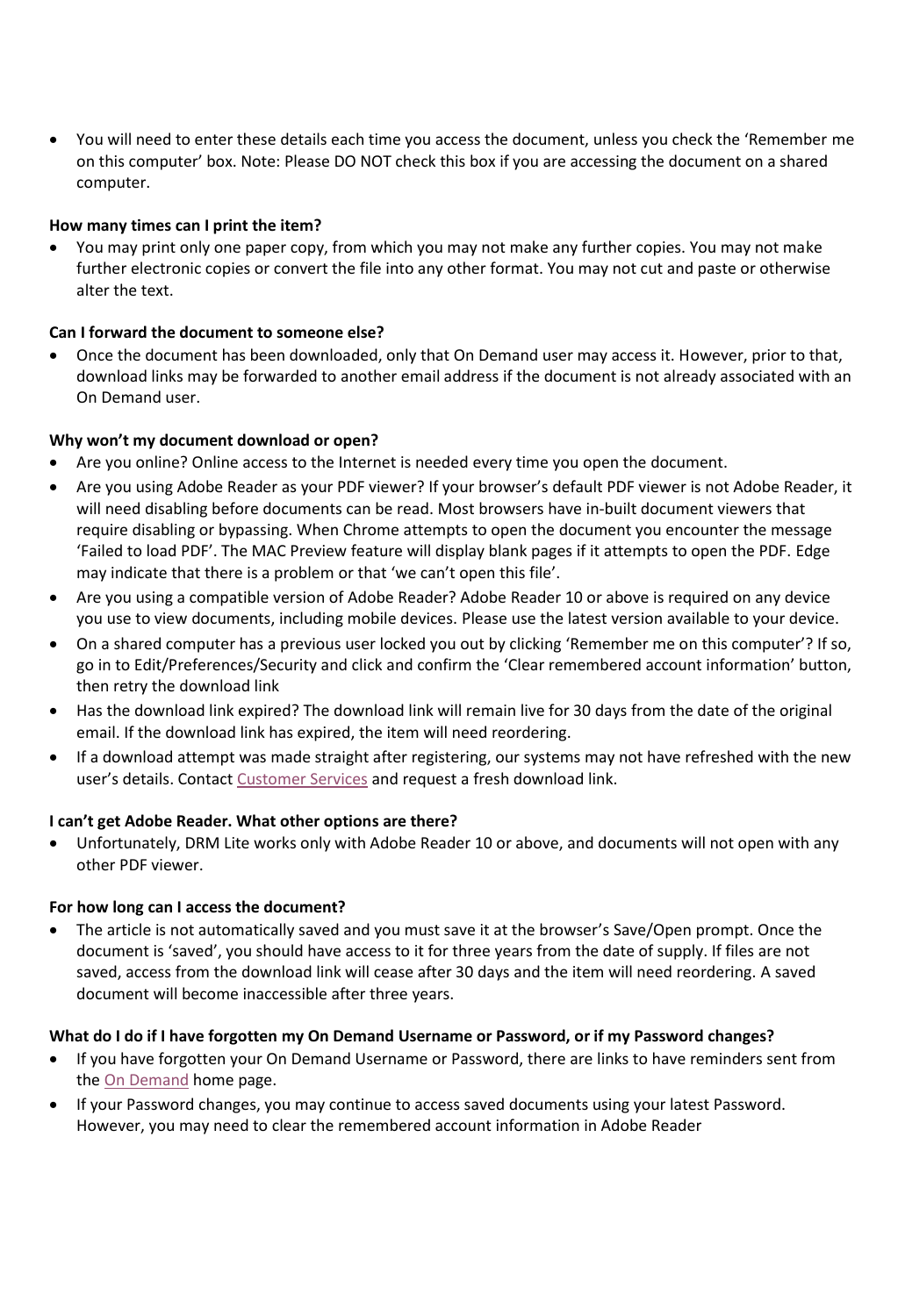- You will need to enter these details each time you access the document, unless you check the 'Remember me on this computer' box. Note: Please DO NOT check this box if you are accessing the document on a shared computer.

**How many times can I print the item?**

- You may print only one paper copy, from which you may not make any further copies. You may not make further electronic copies or convert the file into any other format. You may not cut and paste or otherwise alter the text.

**Can I forward the document to someone else?**

- Once the document has been downloaded, only that On Demand user may access it. However, prior to that, download links may be forwarded to another email address if the document is not already associated with an On Demand user.

**Why won't my document download or open?**

- Are you online? Online access to the Internet is needed every time you open the document.
- Are you using Adobe Reader as your PDF viewer? If your browser's default PDF viewer is not Adobe Reader, it will need disabling before documents can be read. Most browsers have in-built document viewers that require disabling or bypassing. When Chrome attempts to open the document you encounter the message 'Failed to load PDF'. The MAC Preview feature will display blank pages if it attempts to open the PDF. Edge may indicate that there is a problem or that 'we can't open this file'.
- Are you using a compatible version of Adobe Reader? Adobe Reader 10 or above is required on any device you use to view documents, including mobile devices. Please use the latest version available to your device.
- On a shared computer has a previous user locked you out by clicking 'Remember me on this computer'? If so, go in to Edit/Preferences/Security and click and confirm the 'Clear remembered account information' button, then retry the download link
- Has the download link expired? The download link will remain live for 30 days from the date of the original email. If the download link has expired, the item will need reordering.
- If a download attempt was made straight after registering, our systems may not have refreshed with the new user's details. Contact Customer Services and request a fresh download link.

**I can't get Adobe Reader. What other options are there?**

- Unfortunately, DRM Lite works only with Adobe Reader 10 or above, and documents will not open with any other PDF viewer.

**For how long can I access the document?**

- The article is not automatically saved and you must save it at the browser's Save/Open prompt. Once the document is 'saved', you should have access to it for three years from the date of supply. If files are not saved, access from the download link will cease after 30 days and the item will need reordering. A saved document will become inaccessible after three years.

**What do I do if I have forgotten my On Demand Username or Password, or if my Password changes?**

- If you have forgotten your On Demand Username or Password, there are links to have reminders sent from the On Demand home page.
- If your Password changes, you may continue to access saved documents using your latest Password. However, you may need to clear the remembered account information in Adobe Reader